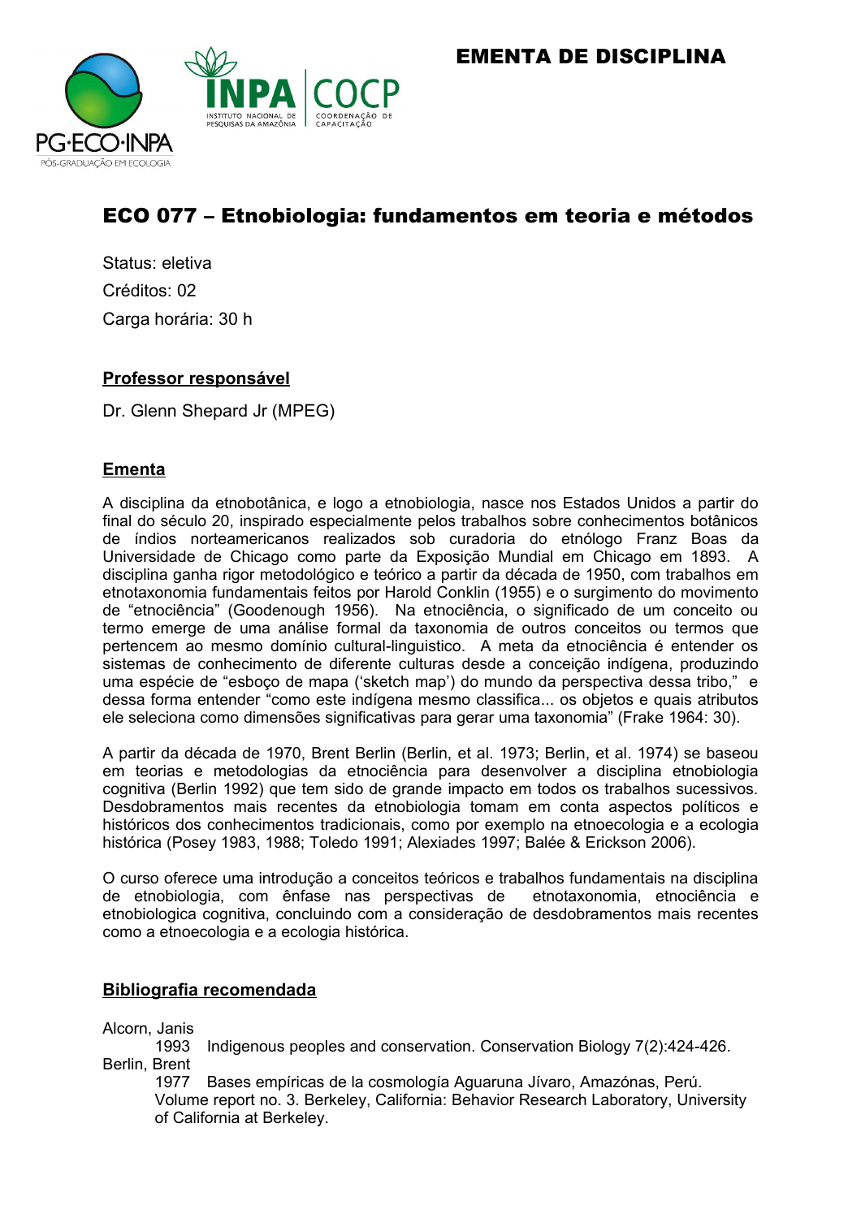**EMENTA DE DISCIPLINA**

# ECO 077 – Etnobiologia: fundamentos em teoria e métodos

Status: eletiva

Créditos: 02

Carga horária: 30 h

## Professor responsável

Dr. Glenn Shepard Jr (MPEG)

## Ementa

A disciplina da etnobotânica, e logo a etnobiologia, nasce nos Estados Unidos a partir do final do século 20, inspirado especialmente pelos trabalhos sobre conhecimentos botânicos de índios norteamericanos realizados sob curadoria do etnólogo Franz Boas da Universidade de Chicago como parte da Exposição Mundial em Chicago em 1893. A disciplina ganha rigor metodológico e teórico a partir da década de 1950, com trabalhos em etnotaxonomia fundamentais feitos por Harold Conklin (1955) e o surgimento do movimento de "etnociência" (Goodenough 1956). Na etnociência, o significado de um conceito ou termo emerge de uma análise formal da taxonomia de outros conceitos ou termos que pertencem ao mesmo domínio cultural-linguistico. A meta da etnociência é entender os sistemas de conhecimento de diferente culturas desde a conceição indígena, produzindo uma espécie de "esboço de mapa ('sketch map') do mundo da perspectiva dessa tribo," e dessa forma entender "como este indígena mesmo classifica... os objetos e quais atributos ele seleciona como dimensões significativas para gerar uma taxonomia" (Frake 1964: 30).

A partir da década de 1970, Brent Berlin (Berlin, et al. 1973; Berlin, et al. 1974) se baseou em teorias e metodologias da etnociência para desenvolver a disciplina etnobiologia cognitiva (Berlin 1992) que tem sido de grande impacto em todos os trabalhos sucessivos. Desdobramentos mais recentes da etnobiologia tomam em conta aspectos políticos e históricos dos conhecimentos tradicionais, como por exemplo na etnoecologia e a ecologia histórica (Posey 1983, 1988; Toledo 1991; Alexiades 1997; Balée & Erickson 2006).

O curso oferece uma introdução a conceitos teóricos e trabalhos fundamentais na disciplina de etnobiologia, com ênfase nas perspectivas de etnotaxonomia, etnociência e etnobiologica cognitiva, concluindo com a consideração de desdobramentos mais recentes como a etnoecologia e a ecologia histórica.

## Bibliografia recomendada

Alcorn, Janis

1993 Indigenous peoples and conservation. Conservation Biology 7(2):424-426.

Berlin, Brent

1977 Bases empíricas de la cosmología Aguaruna Jívaro, Amazónas, Perú. Volume report no. 3. Berkeley, California: Behavior Research Laboratory, University of California at Berkeley.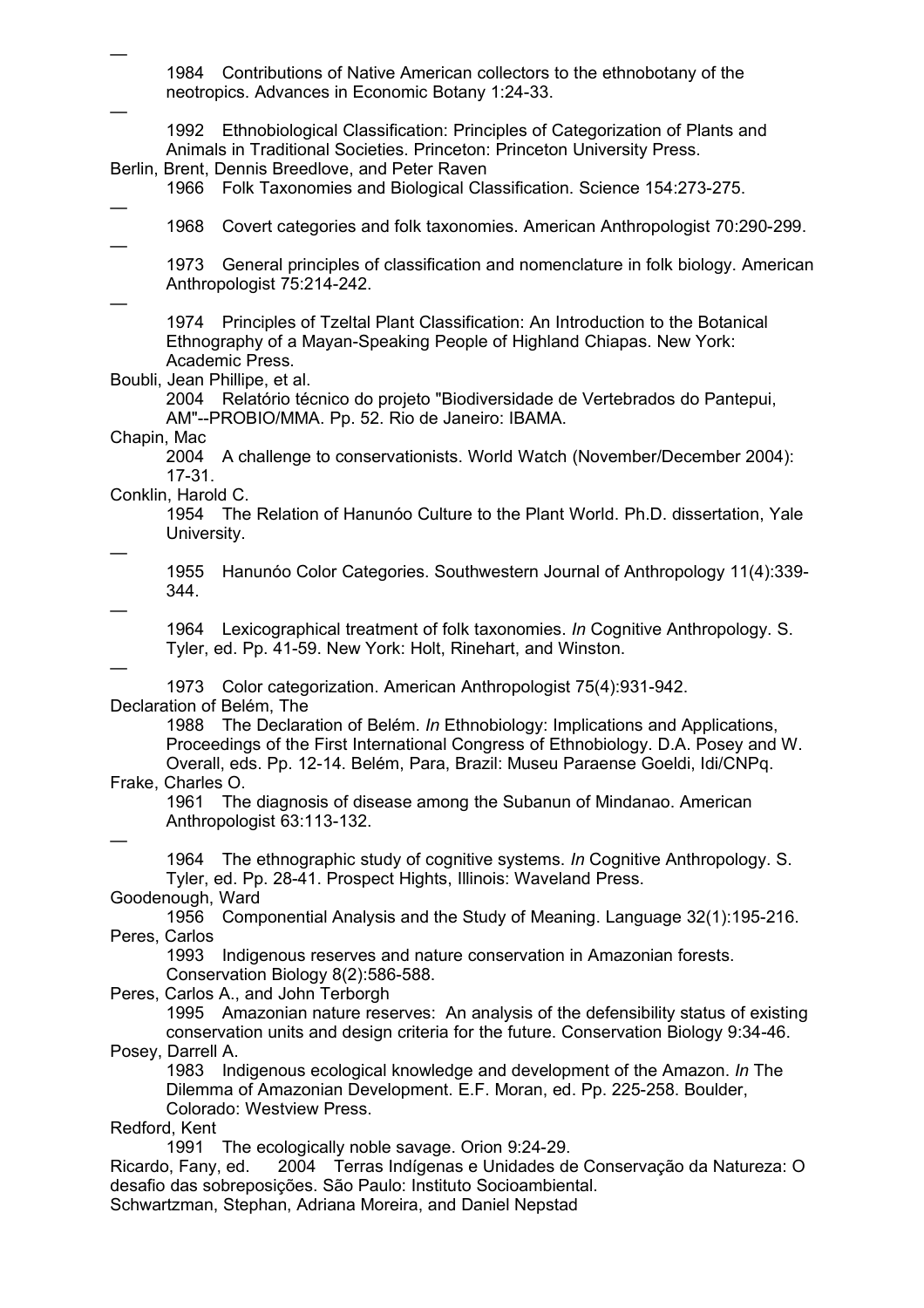—

1984 Contributions of Native American collectors to the ethnobotany of the neotropics. Advances in Economic Botany 1:24-33.

—

1992 Ethnobiological Classification: Principles of Categorization of Plants and Animals in Traditional Societies. Princeton: Princeton University Press.

Berlin, Brent, Dennis Breedlove, and Peter Raven

1966 Folk Taxonomies and Biological Classification. Science 154:273-275.

—

1968 Covert categories and folk taxonomies. American Anthropologist 70:290-299.

—

1973 General principles of classification and nomenclature in folk biology. American Anthropologist 75:214-242.

—

1974 Principles of Tzeltal Plant Classification: An Introduction to the Botanical Ethnography of a Mayan-Speaking People of Highland Chiapas. New York: Academic Press.

Boubli, Jean Phillipe, et al.

2004 Relatório técnico do projeto "Biodiversidade de Vertebrados do Pantepui, AM"--PROBIO/MMA. Pp. 52. Rio de Janeiro: IBAMA.

Chapin, Mac

2004 A challenge to conservationists. World Watch (November/December 2004): 17-31.

Conklin, Harold C.

1954 The Relation of Hanunóo Culture to the Plant World. Ph.D. dissertation, Yale University.

—

1955 Hanunóo Color Categories. Southwestern Journal of Anthropology 11(4):339-344.

—

1964 Lexicographical treatment of folk taxonomies. *In* Cognitive Anthropology. S. Tyler, ed. Pp. 41-59. New York: Holt, Rinehart, and Winston.

—

1973 Color categorization. American Anthropologist 75(4):931-942.

Declaration of Belém, The

1988 The Declaration of Belém. *In* Ethnobiology: Implications and Applications, Proceedings of the First International Congress of Ethnobiology. D.A. Posey and W. Overall, eds. Pp. 12-14. Belém, Para, Brazil: Museu Paraense Goeldi, Idi/CNPq.

Frake, Charles O.

1961 The diagnosis of disease among the Subanun of Mindanao. American Anthropologist 63:113-132.

—

1964 The ethnographic study of cognitive systems. *In* Cognitive Anthropology. S. Tyler, ed. Pp. 28-41. Prospect Hights, Illinois: Waveland Press.

Goodenough, Ward

1956 Componential Analysis and the Study of Meaning. Language 32(1):195-216.

Peres, Carlos

1993 Indigenous reserves and nature conservation in Amazonian forests. Conservation Biology 8(2):586-588.

Peres, Carlos A., and John Terborgh

1995 Amazonian nature reserves: An analysis of the defensibility status of existing conservation units and design criteria for the future. Conservation Biology 9:34-46.

Posey, Darrell A.

1983 Indigenous ecological knowledge and development of the Amazon. *In* The Dilemma of Amazonian Development. E.F. Moran, ed. Pp. 225-258. Boulder, Colorado: Westview Press.

Redford, Kent

1991 The ecologically noble savage. Orion 9:24-29.

Ricardo, Fany, ed. 2004 Terras Indígenas e Unidades de Conservação da Natureza: O desafio das sobreposições. São Paulo: Instituto Socioambiental.

Schwartzman, Stephan, Adriana Moreira, and Daniel Nepstad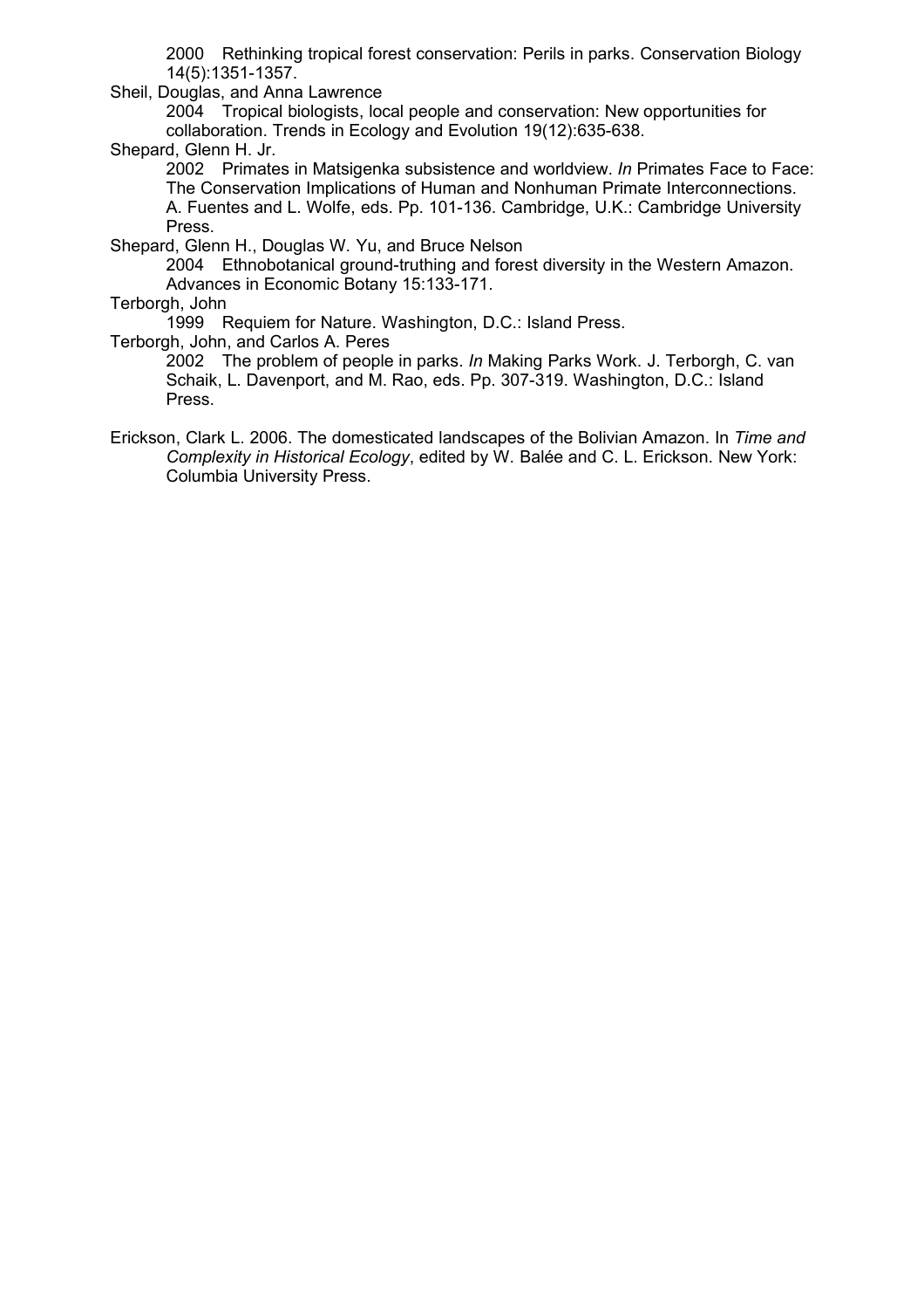2000 Rethinking tropical forest conservation: Perils in parks. Conservation Biology 14(5):1351-1357.

Sheil, Douglas, and Anna Lawrence

2004 Tropical biologists, local people and conservation: New opportunities for collaboration. Trends in Ecology and Evolution 19(12):635-638.

Shepard, Glenn H. Jr.

2002 Primates in Matsigenka subsistence and worldview. *In* Primates Face to Face: The Conservation Implications of Human and Nonhuman Primate Interconnections. A. Fuentes and L. Wolfe, eds. Pp. 101-136. Cambridge, U.K.: Cambridge University Press.

Shepard, Glenn H., Douglas W. Yu, and Bruce Nelson

2004 Ethnobotanical ground-truthing and forest diversity in the Western Amazon. Advances in Economic Botany 15:133-171.

Terborgh, John

1999 Requiem for Nature. Washington, D.C.: Island Press.

Terborgh, John, and Carlos A. Peres

2002 The problem of people in parks. *In* Making Parks Work. J. Terborgh, C. van Schaik, L. Davenport, and M. Rao, eds. Pp. 307-319. Washington, D.C.: Island Press.

Erickson, Clark L. 2006. The domesticated landscapes of the Bolivian Amazon. In *Time and Complexity in Historical Ecology*, edited by W. Balée and C. L. Erickson. New York: Columbia University Press.